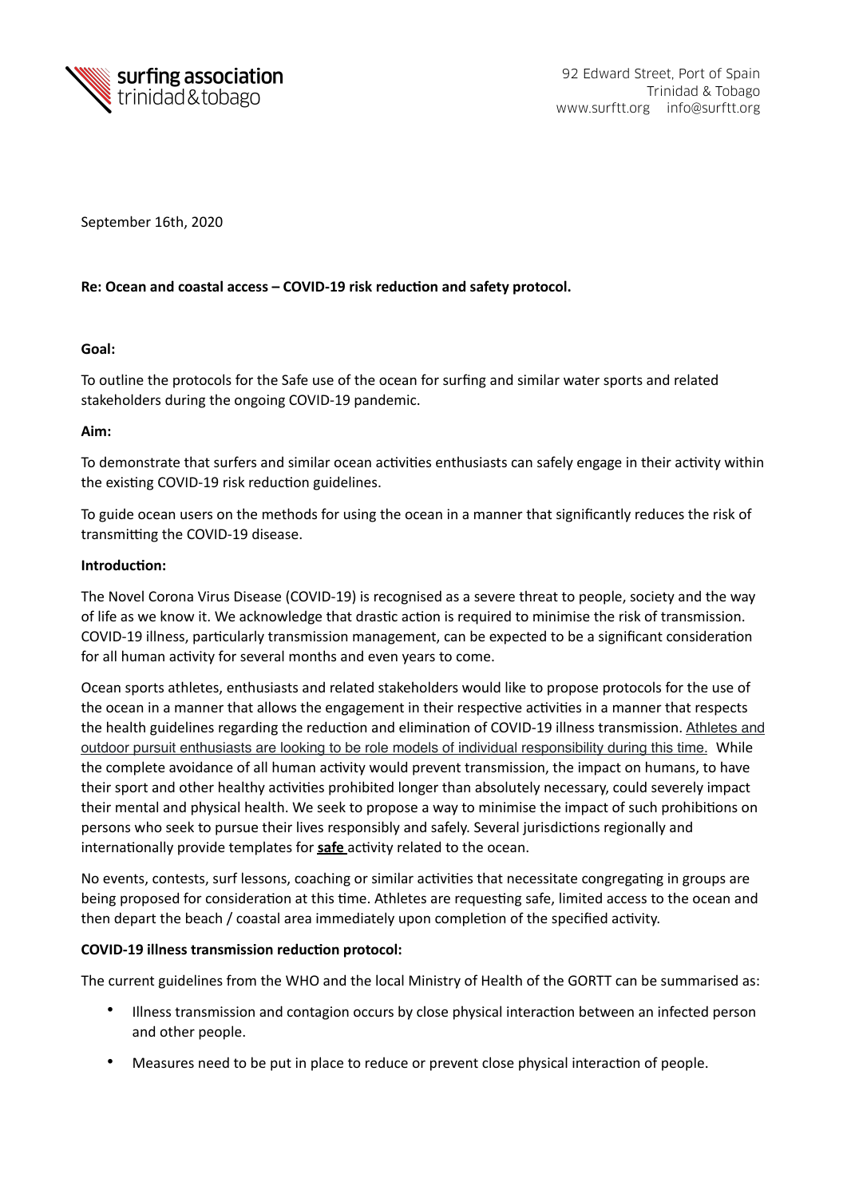**surfing association trinidad & tobago**

92 Edward Street, Port of Spain
Trinidad & Tobago
www.surftt.org info@surftt.org

September 16th, 2020

**Re: Ocean and coastal access – COVID-19 risk reduction and safety protocol.**

**Goal:**

To outline the protocols for the Safe use of the ocean for surfing and similar water sports and related stakeholders during the ongoing COVID-19 pandemic.

**Aim:**

To demonstrate that surfers and similar ocean activities enthusiasts can safely engage in their activity within the existing COVID-19 risk reduction guidelines.

To guide ocean users on the methods for using the ocean in a manner that significantly reduces the risk of transmitting the COVID-19 disease.

**Introduction:**

The Novel Corona Virus Disease (COVID-19) is recognised as a severe threat to people, society and the way of life as we know it. We acknowledge that drastic action is required to minimise the risk of transmission. COVID-19 illness, particularly transmission management, can be expected to be a significant consideration for all human activity for several months and even years to come.

Ocean sports athletes, enthusiasts and related stakeholders would like to propose protocols for the use of the ocean in a manner that allows the engagement in their respective activities in a manner that respects the health guidelines regarding the reduction and elimination of COVID-19 illness transmission. Athletes and outdoor pursuit enthusiasts are looking to be role models of individual responsibility during this time. While the complete avoidance of all human activity would prevent transmission, the impact on humans, to have their sport and other healthy activities prohibited longer than absolutely necessary, could severely impact their mental and physical health. We seek to propose a way to minimise the impact of such prohibitions on persons who seek to pursue their lives responsibly and safely. Several jurisdictions regionally and internationally provide templates for **safe** activity related to the ocean.

No events, contests, surf lessons, coaching or similar activities that necessitate congregating in groups are being proposed for consideration at this time. Athletes are requesting safe, limited access to the ocean and then depart the beach / coastal area immediately upon completion of the specified activity.

**COVID-19 illness transmission reduction protocol:**

The current guidelines from the WHO and the local Ministry of Health of the GORTT can be summarised as:

- Illness transmission and contagion occurs by close physical interaction between an infected person and other people.
- Measures need to be put in place to reduce or prevent close physical interaction of people.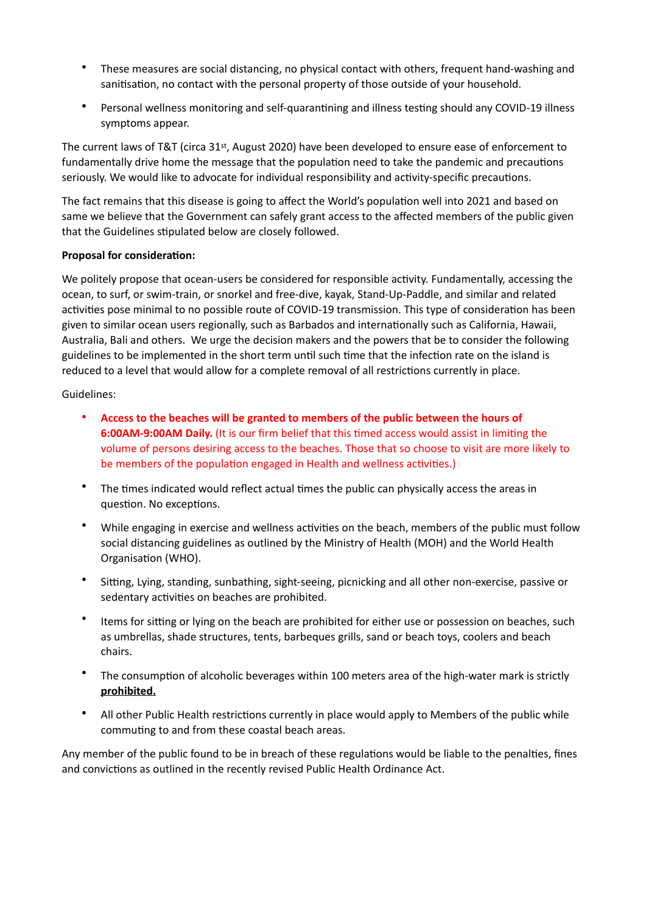- These measures are social distancing, no physical contact with others, frequent hand-washing and sanitisation, no contact with the personal property of those outside of your household.
- Personal wellness monitoring and self-quarantining and illness testing should any COVID-19 illness symptoms appear.

The current laws of T&T (circa 31st, August 2020) have been developed to ensure ease of enforcement to fundamentally drive home the message that the population need to take the pandemic and precautions seriously. We would like to advocate for individual responsibility and activity-specific precautions.

The fact remains that this disease is going to affect the World's population well into 2021 and based on same we believe that the Government can safely grant access to the affected members of the public given that the Guidelines stipulated below are closely followed.

**Proposal for consideration:**

We politely propose that ocean-users be considered for responsible activity. Fundamentally, accessing the ocean, to surf, or swim-train, or snorkel and free-dive, kayak, Stand-Up-Paddle, and similar and related activities pose minimal to no possible route of COVID-19 transmission. This type of consideration has been given to similar ocean users regionally, such as Barbados and internationally such as California, Hawaii, Australia, Bali and others. We urge the decision makers and the powers that be to consider the following guidelines to be implemented in the short term until such time that the infection rate on the island is reduced to a level that would allow for a complete removal of all restrictions currently in place.

Guidelines:

- **Access to the beaches will be granted to members of the public between the hours of 6:00AM-9:00AM Daily.** (It is our firm belief that this timed access would assist in limiting the volume of persons desiring access to the beaches. Those that so choose to visit are more likely to be members of the population engaged in Health and wellness activities.)
- The times indicated would reflect actual times the public can physically access the areas in question. No exceptions.
- While engaging in exercise and wellness activities on the beach, members of the public must follow social distancing guidelines as outlined by the Ministry of Health (MOH) and the World Health Organisation (WHO).
- Sitting, Lying, standing, sunbathing, sight-seeing, picnicking and all other non-exercise, passive or sedentary activities on beaches are prohibited.
- Items for sitting or lying on the beach are prohibited for either use or possession on beaches, such as umbrellas, shade structures, tents, barbeques grills, sand or beach toys, coolers and beach chairs.
- The consumption of alcoholic beverages within 100 meters area of the high-water mark is strictly **prohibited.**
- All other Public Health restrictions currently in place would apply to Members of the public while commuting to and from these coastal beach areas.

Any member of the public found to be in breach of these regulations would be liable to the penalties, fines and convictions as outlined in the recently revised Public Health Ordinance Act.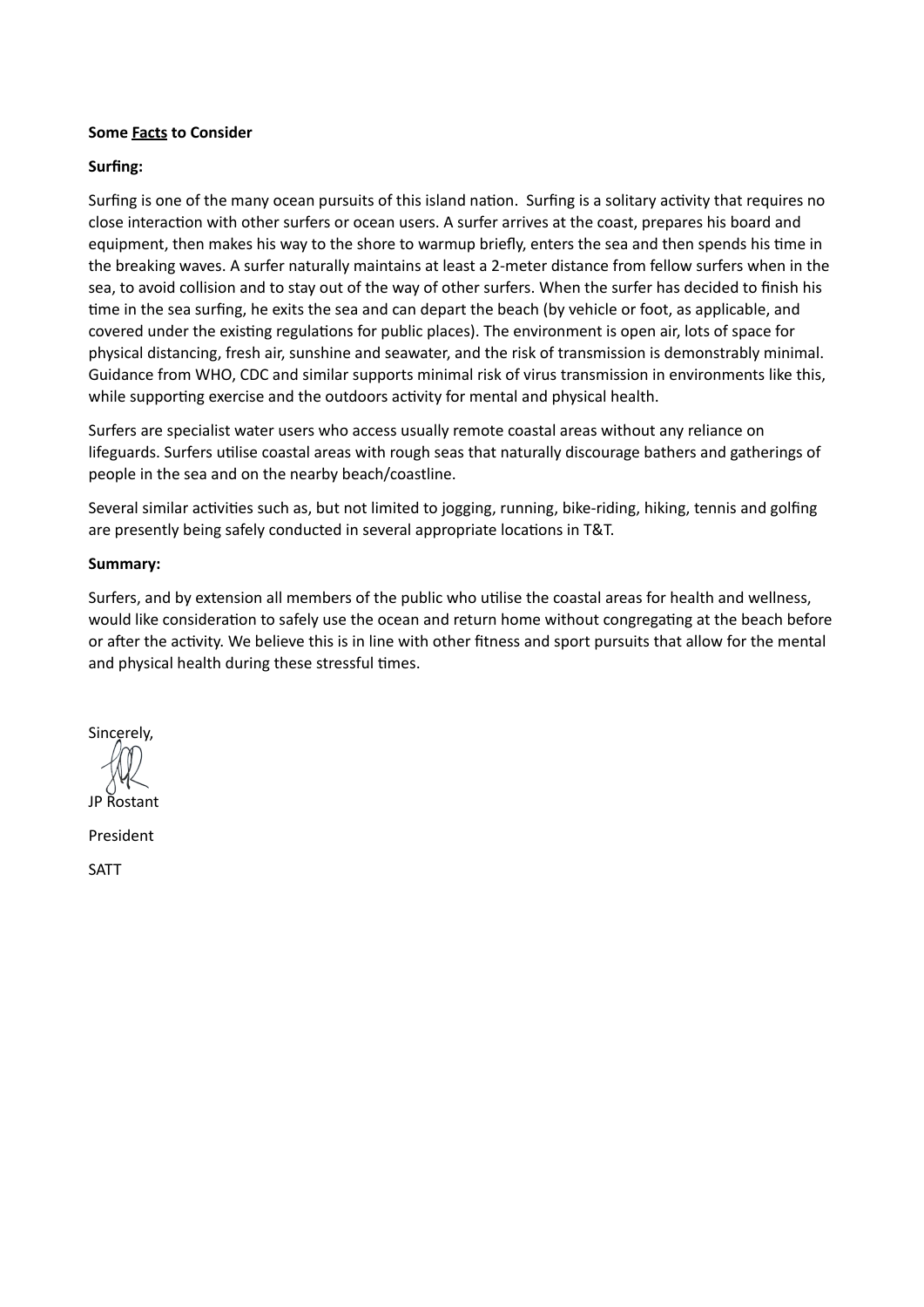**Some Facts to Consider**

**Surfing:**

Surfing is one of the many ocean pursuits of this island nation. Surfing is a solitary activity that requires no close interaction with other surfers or ocean users. A surfer arrives at the coast, prepares his board and equipment, then makes his way to the shore to warmup briefly, enters the sea and then spends his time in the breaking waves. A surfer naturally maintains at least a 2-meter distance from fellow surfers when in the sea, to avoid collision and to stay out of the way of other surfers. When the surfer has decided to finish his time in the sea surfing, he exits the sea and can depart the beach (by vehicle or foot, as applicable, and covered under the existing regulations for public places). The environment is open air, lots of space for physical distancing, fresh air, sunshine and seawater, and the risk of transmission is demonstrably minimal. Guidance from WHO, CDC and similar supports minimal risk of virus transmission in environments like this, while supporting exercise and the outdoors activity for mental and physical health.

Surfers are specialist water users who access usually remote coastal areas without any reliance on lifeguards. Surfers utilise coastal areas with rough seas that naturally discourage bathers and gatherings of people in the sea and on the nearby beach/coastline.

Several similar activities such as, but not limited to jogging, running, bike-riding, hiking, tennis and golfing are presently being safely conducted in several appropriate locations in T&T.

**Summary:**

Surfers, and by extension all members of the public who utilise the coastal areas for health and wellness, would like consideration to safely use the ocean and return home without congregating at the beach before or after the activity. We believe this is in line with other fitness and sport pursuits that allow for the mental and physical health during these stressful times.

Sincerely,

JP Rostant

President

SATT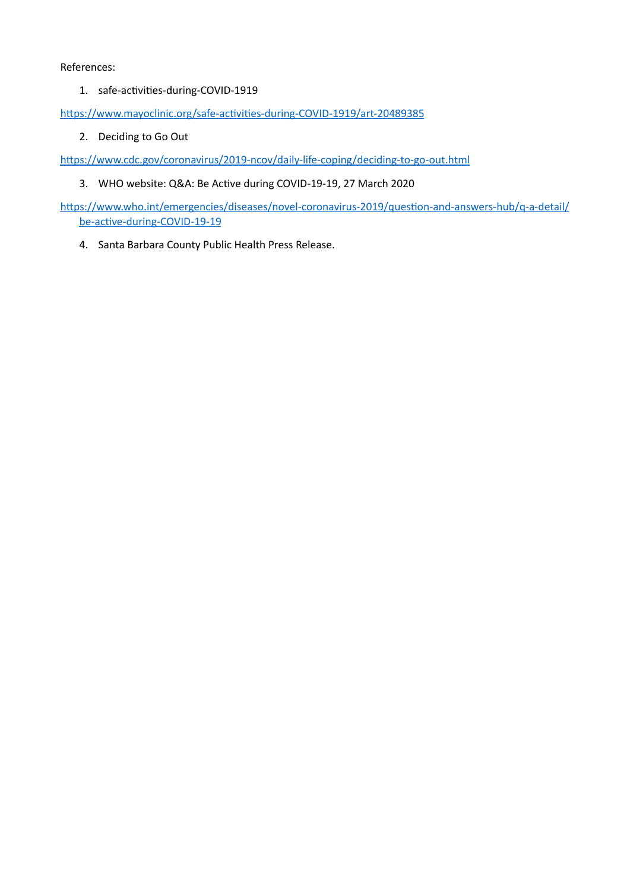References:

1. safe-activities-during-COVID-1919

https://www.mayoclinic.org/safe-activities-during-COVID-1919/art-20489385

2. Deciding to Go Out

https://www.cdc.gov/coronavirus/2019-ncov/daily-life-coping/deciding-to-go-out.html

3. WHO website: Q&A: Be Active during COVID-19-19, 27 March 2020

https://www.who.int/emergencies/diseases/novel-coronavirus-2019/question-and-answers-hub/q-a-detail/be-active-during-COVID-19-19

4. Santa Barbara County Public Health Press Release.